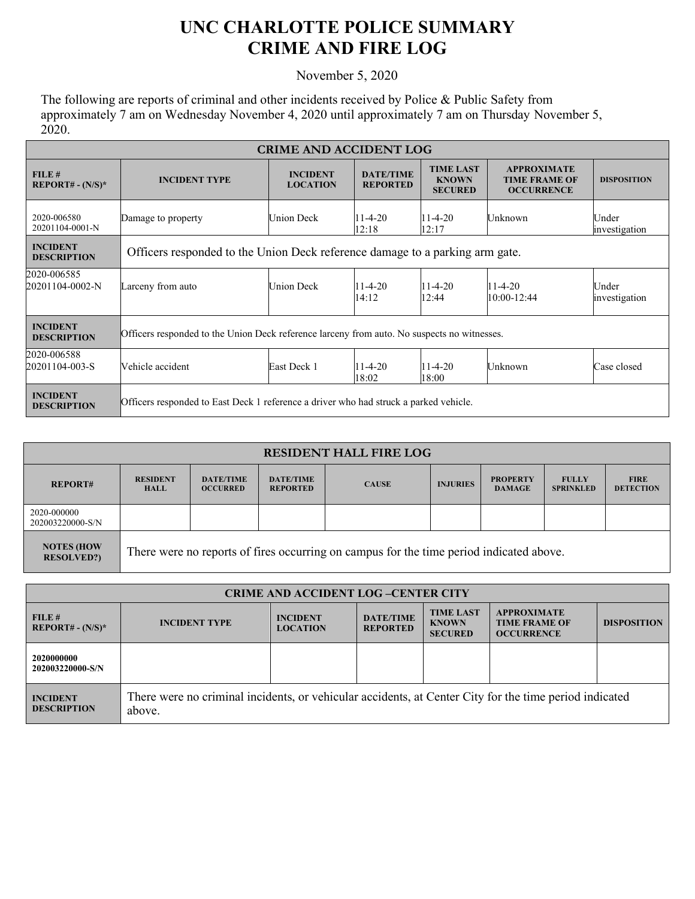# UNC CHARLOTTE POLICE SUMMARY
# CRIME AND FIRE LOG

November 5, 2020

The following are reports of criminal and other incidents received by Police & Public Safety from approximately 7 am on Wednesday November 4, 2020 until approximately 7 am on Thursday November 5, 2020.

| CRIME AND ACCIDENT LOG | | | | | | |
|---|---|---|---|---|---|---|
| **FILE # REPORT# - (N/S)*** | **INCIDENT TYPE** | **INCIDENT LOCATION** | **DATE/TIME REPORTED** | **TIME LAST KNOWN SECURED** | **APPROXIMATE TIME FRAME OF OCCURRENCE** | **DISPOSITION** |
| 2020-006580 20201104-0001-N | Damage to property | Union Deck | 11-4-20 12:18 | 11-4-20 12:17 | Unknown | Under investigation |
| **INCIDENT DESCRIPTION** | Officers responded to the Union Deck reference damage to a parking arm gate. | | | | | |
| 2020-006585 20201104-0002-N | Larceny from auto | Union Deck | 11-4-20 14:12 | 11-4-20 12:44 | 11-4-20 10:00-12:44 | Under investigation |
| **INCIDENT DESCRIPTION** | Officers responded to the Union Deck reference larceny from auto. No suspects no witnesses. | | | | | |
| 2020-006588 20201104-003-S | Vehicle accident | East Deck 1 | 11-4-20 18:02 | 11-4-20 18:00 | Unknown | Case closed |
| **INCIDENT DESCRIPTION** | Officers responded to East Deck 1 reference a driver who had struck a parked vehicle. | | | | | |

| RESIDENT HALL FIRE LOG | | | | | | | | |
|---|---|---|---|---|---|---|---|---|
| **REPORT#** | **RESIDENT HALL** | **DATE/TIME OCCURRED** | **DATE/TIME REPORTED** | **CAUSE** | **INJURIES** | **PROPERTY DAMAGE** | **FULLY SPRINKLED** | **FIRE DETECTION** |
| 2020-000000 202003220000-S/N | | | | | | | | |
| **NOTES (HOW RESOLVED?)** | There were no reports of fires occurring on campus for the time period indicated above. | | | | | | | |

| CRIME AND ACCIDENT LOG –CENTER CITY | | | | | | |
|---|---|---|---|---|---|---|
| **FILE # REPORT# - (N/S)*** | **INCIDENT TYPE** | **INCIDENT LOCATION** | **DATE/TIME REPORTED** | **TIME LAST KNOWN SECURED** | **APPROXIMATE TIME FRAME OF OCCURRENCE** | **DISPOSITION** |
| **2020000000 202003220000-S/N** | | | | | | |
| **INCIDENT DESCRIPTION** | There were no criminal incidents, or vehicular accidents, at Center City for the time period indicated above. | | | | | |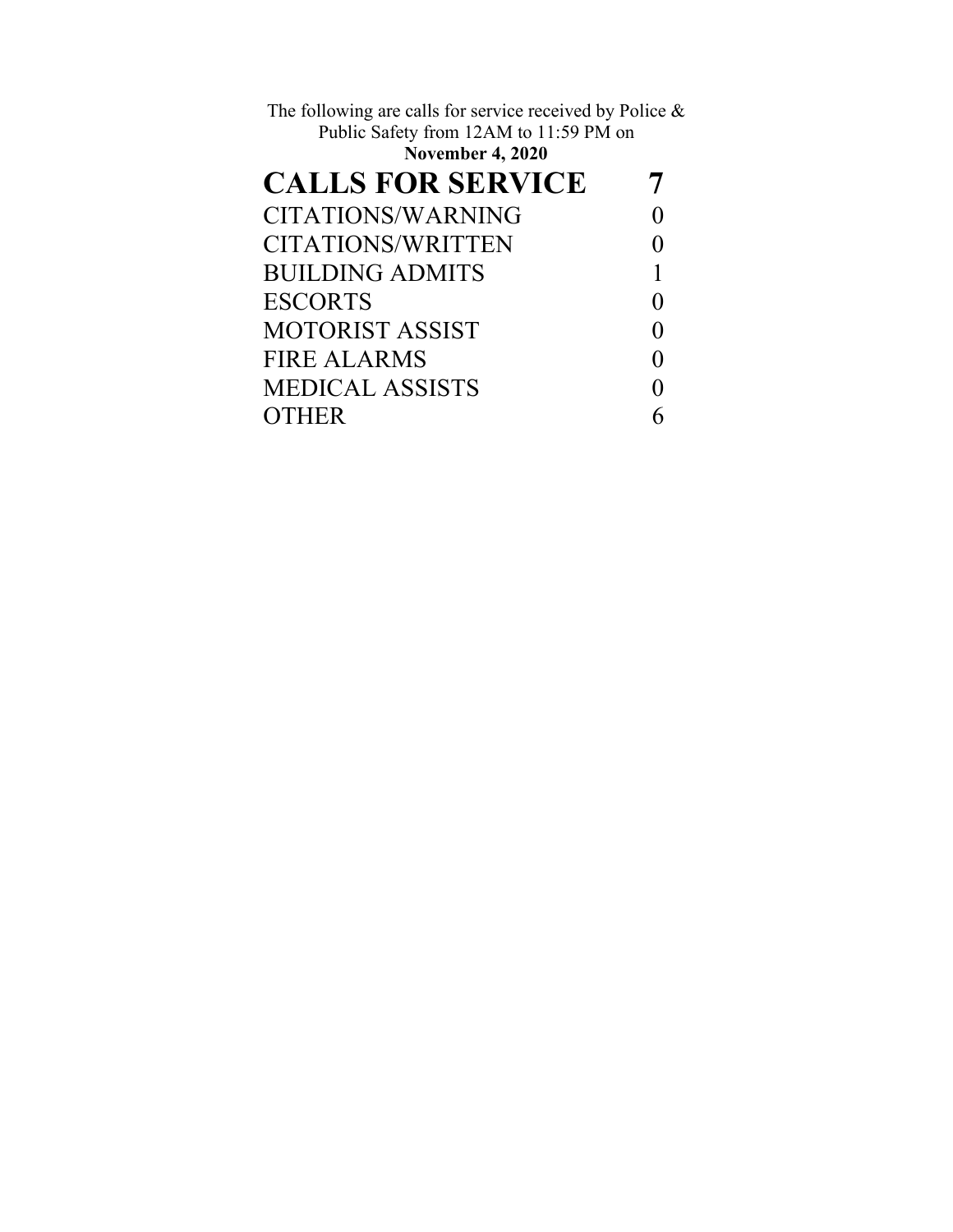The following are calls for service received by Police & Public Safety from 12AM to 11:59 PM on

**November 4, 2020**

| | |
|---|---|
| **CALLS FOR SERVICE** | **7** |
| CITATIONS/WARNING | 0 |
| CITATIONS/WRITTEN | 0 |
| BUILDING ADMITS | 1 |
| ESCORTS | 0 |
| MOTORIST ASSIST | 0 |
| FIRE ALARMS | 0 |
| MEDICAL ASSISTS | 0 |
| OTHER | 6 |